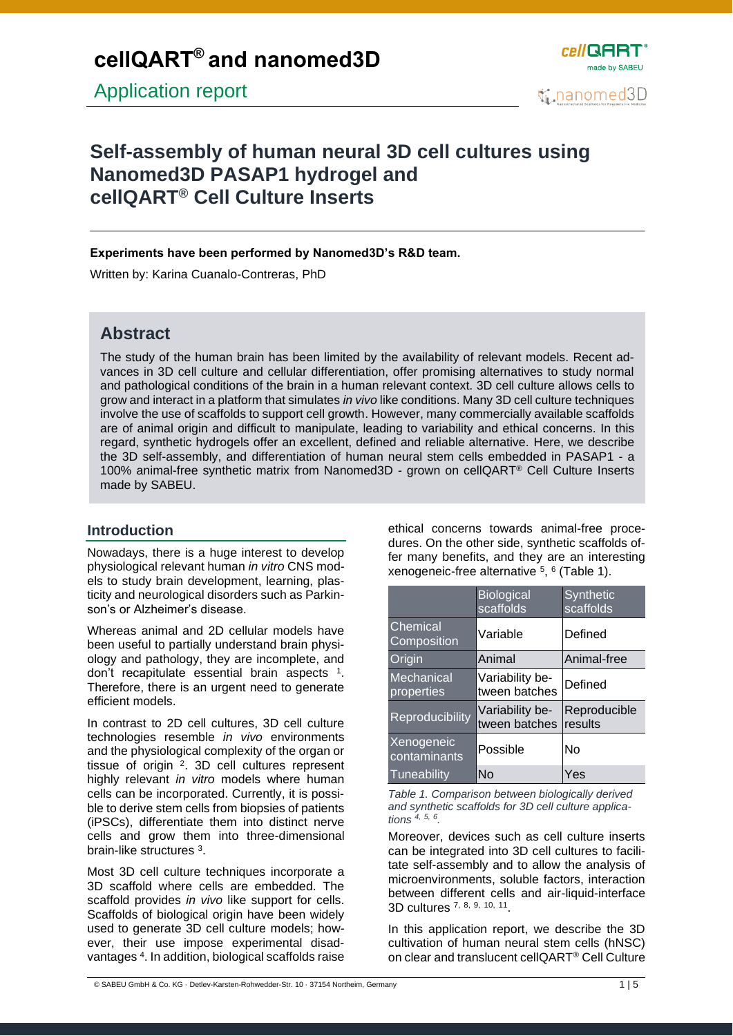# cellQART® and nanomed3D

Application report

## Self-assembly of human neural 3D cell cultures using Nanomed3D PASAP1 hydrogel and cellQART® Cell Culture Inserts

**Experiments have been performed by Nanomed3D's R&D team.**

Written by: Karina Cuanalo-Contreras, PhD

## Abstract

The study of the human brain has been limited by the availability of relevant models. Recent advances in 3D cell culture and cellular differentiation, offer promising alternatives to study normal and pathological conditions of the brain in a human relevant context. 3D cell culture allows cells to grow and interact in a platform that simulates *in vivo* like conditions. Many 3D cell culture techniques involve the use of scaffolds to support cell growth. However, many commercially available scaffolds are of animal origin and difficult to manipulate, leading to variability and ethical concerns. In this regard, synthetic hydrogels offer an excellent, defined and reliable alternative. Here, we describe the 3D self-assembly, and differentiation of human neural stem cells embedded in PASAP1 - a 100% animal-free synthetic matrix from Nanomed3D - grown on cellQART® Cell Culture Inserts made by SABEU.

### Introduction

Nowadays, there is a huge interest to develop physiological relevant human *in vitro* CNS models to study brain development, learning, plasticity and neurological disorders such as Parkinson's or Alzheimer's disease.

Whereas animal and 2D cellular models have been useful to partially understand brain physiology and pathology, they are incomplete, and don't recapitulate essential brain aspects [1]. Therefore, there is an urgent need to generate efficient models.

In contrast to 2D cell cultures, 3D cell culture technologies resemble *in vivo* environments and the physiological complexity of the organ or tissue of origin [2]. 3D cell cultures represent highly relevant *in vitro* models where human cells can be incorporated. Currently, it is possible to derive stem cells from biopsies of patients (iPSCs), differentiate them into distinct nerve cells and grow them into three-dimensional brain-like structures [3].

Most 3D cell culture techniques incorporate a 3D scaffold where cells are embedded. The scaffold provides *in vivo* like support for cells. Scaffolds of biological origin have been widely used to generate 3D cell culture models; however, their use impose experimental disadvantages [4]. In addition, biological scaffolds raise ethical concerns towards animal-free procedures. On the other side, synthetic scaffolds offer many benefits, and they are an interesting xenogeneic-free alternative [5], [6] (Table 1).

| | Biological scaffolds | Synthetic scaffolds |
|---|---|---|
| Chemical Composition | Variable | Defined |
| Origin | Animal | Animal-free |
| Mechanical properties | Variability between batches | Defined |
| Reproducibility | Variability between batches | Reproducible results |
| Xenogeneic contaminants | Possible | No |
| Tuneability | No | Yes |

*Table 1. Comparison between biologically derived and synthetic scaffolds for 3D cell culture applications [4, 5, 6].*

Moreover, devices such as cell culture inserts can be integrated into 3D cell cultures to facilitate self-assembly and to allow the analysis of microenvironments, soluble factors, interaction between different cells and air-liquid-interface 3D cultures [7, 8, 9, 10, 11].

In this application report, we describe the 3D cultivation of human neural stem cells (hNSC) on clear and translucent cellQART® Cell Culture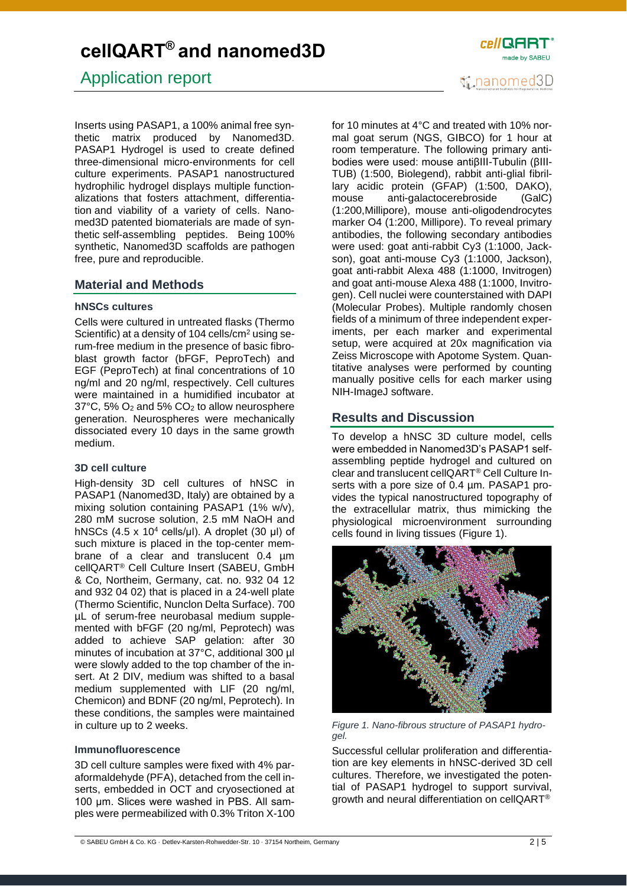Inserts using PASAP1, a 100% animal free synthetic matrix produced by Nanomed3D. PASAP1 Hydrogel is used to create defined three-dimensional micro-environments for cell culture experiments. PASAP1 nanostructured hydrophilic hydrogel displays multiple functionalizations that fosters attachment, differentiation and viability of a variety of cells. Nanomed3D patented biomaterials are made of synthetic self-assembling peptides. Being 100% synthetic, Nanomed3D scaffolds are pathogen free, pure and reproducible.

## Material and Methods

### hNSCs cultures

Cells were cultured in untreated flasks (Thermo Scientific) at a density of 104 cells/cm$^2$ using serum-free medium in the presence of basic fibroblast growth factor (bFGF, PeproTech) and EGF (PeproTech) at final concentrations of 10 ng/ml and 20 ng/ml, respectively. Cell cultures were maintained in a humidified incubator at 37°C, 5% $O_2$ and 5% $CO_2$ to allow neurosphere generation. Neurospheres were mechanically dissociated every 10 days in the same growth medium.

### 3D cell culture

High-density 3D cell cultures of hNSC in PASAP1 (Nanomed3D, Italy) are obtained by a mixing solution containing PASAP1 (1% w/v), 280 mM sucrose solution, 2.5 mM NaOH and hNSCs ($4.5 \times 10^4$ cells/µl). A droplet (30 µl) of such mixture is placed in the top-center membrane of a clear and translucent 0.4 µm cellQART® Cell Culture Insert (SABEU, GmbH & Co, Northeim, Germany, cat. no. 932 04 12 and 932 04 02) that is placed in a 24-well plate (Thermo Scientific, Nunclon Delta Surface). 700 µL of serum-free neurobasal medium supplemented with bFGF (20 ng/ml, Peprotech) was added to achieve SAP gelation: after 30 minutes of incubation at 37°C, additional 300 µl were slowly added to the top chamber of the insert. At 2 DIV, medium was shifted to a basal medium supplemented with LIF (20 ng/ml, Chemicon) and BDNF (20 ng/ml, Peprotech). In these conditions, the samples were maintained in culture up to 2 weeks.

### Immunofluorescence

3D cell culture samples were fixed with 4% paraformaldehyde (PFA), detached from the cell inserts, embedded in OCT and cryosectioned at 100 µm. Slices were washed in PBS. All samples were permeabilized with 0.3% Triton X-100 for 10 minutes at 4°C and treated with 10% normal goat serum (NGS, GIBCO) for 1 hour at room temperature. The following primary antibodies were used: mouse antiβIII-Tubulin (βIII-TUB) (1:500, Biolegend), rabbit anti-glial fibrillary acidic protein (GFAP) (1:500, DAKO), mouse anti-galactocerebroside (GalC) (1:200,Millipore), mouse anti-oligodendrocytes marker O4 (1:200, Millipore). To reveal primary antibodies, the following secondary antibodies were used: goat anti-rabbit Cy3 (1:1000, Jackson), goat anti-mouse Cy3 (1:1000, Jackson), goat anti-rabbit Alexa 488 (1:1000, Invitrogen) and goat anti-mouse Alexa 488 (1:1000, Invitrogen). Cell nuclei were counterstained with DAPI (Molecular Probes). Multiple randomly chosen fields of a minimum of three independent experiments, per each marker and experimental setup, were acquired at 20x magnification via Zeiss Microscope with Apotome System. Quantitative analyses were performed by counting manually positive cells for each marker using NIH-ImageJ software.

## Results and Discussion

To develop a hNSC 3D culture model, cells were embedded in Nanomed3D's PASAP1 self-assembling peptide hydrogel and cultured on clear and translucent cellQART® Cell Culture Inserts with a pore size of 0.4 µm. PASAP1 provides the typical nanostructured topography of the extracellular matrix, thus mimicking the physiological microenvironment surrounding cells found in living tissues (Figure 1).

*Figure 1. Nano-fibrous structure of PASAP1 hydrogel.*

Successful cellular proliferation and differentiation are key elements in hNSC-derived 3D cell cultures. Therefore, we investigated the potential of PASAP1 hydrogel to support survival, growth and neural differentiation on cellQART®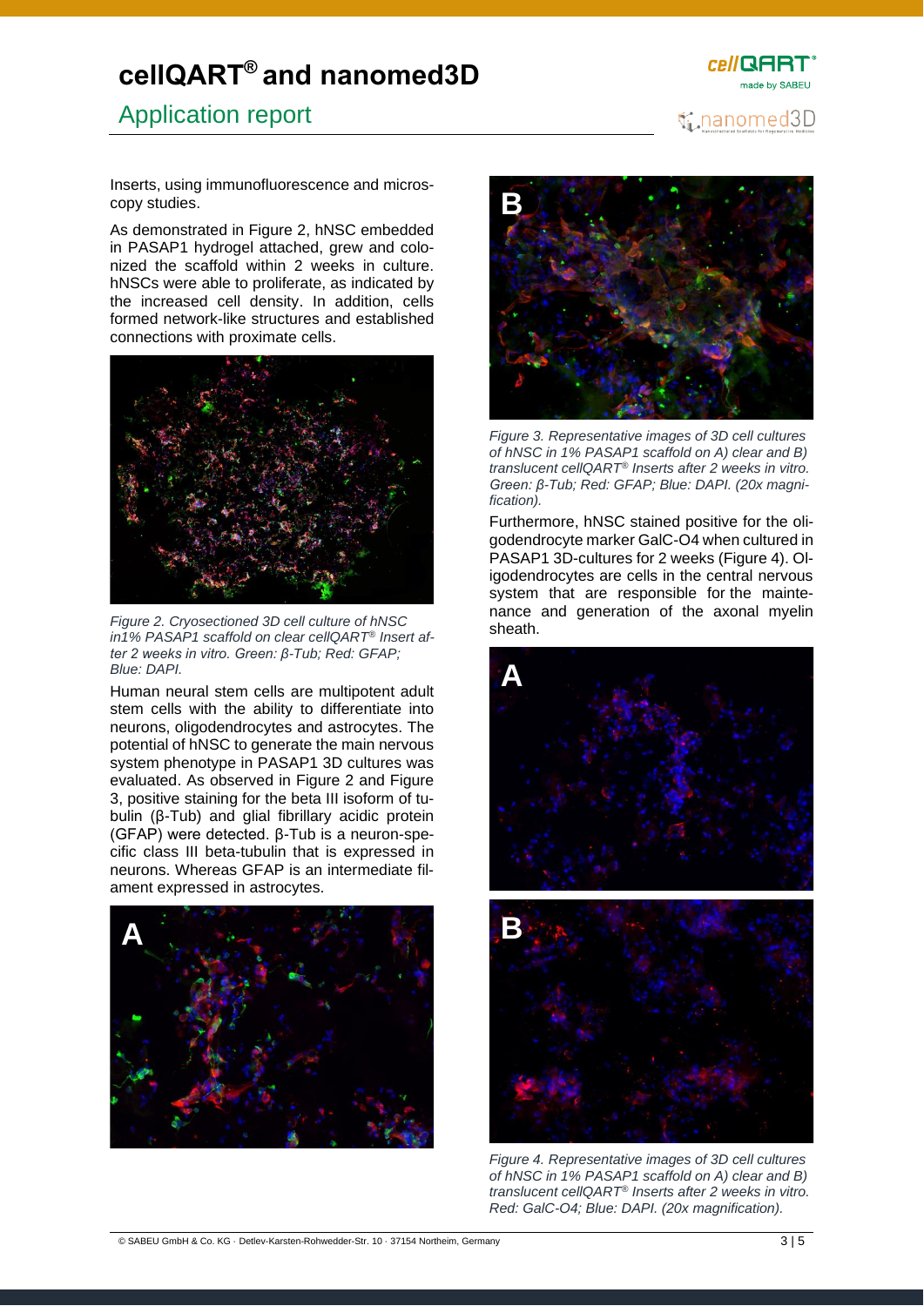Inserts, using immunofluorescence and microscopy studies.

As demonstrated in Figure 2, hNSC embedded in PASAP1 hydrogel attached, grew and colonized the scaffold within 2 weeks in culture. hNSCs were able to proliferate, as indicated by the increased cell density. In addition, cells formed network-like structures and established connections with proximate cells.

*Figure 2. Cryosectioned 3D cell culture of hNSC in1% PASAP1 scaffold on clear cellQART® Insert after 2 weeks in vitro. Green: β-Tub; Red: GFAP; Blue: DAPI.*

Human neural stem cells are multipotent adult stem cells with the ability to differentiate into neurons, oligodendrocytes and astrocytes. The potential of hNSC to generate the main nervous system phenotype in PASAP1 3D cultures was evaluated. As observed in Figure 2 and Figure 3, positive staining for the beta III isoform of tubulin (β-Tub) and glial fibrillary acidic protein (GFAP) were detected. β-Tub is a neuron-specific class III beta-tubulin that is expressed in neurons. Whereas GFAP is an intermediate filament expressed in astrocytes.

*Figure 3. Representative images of 3D cell cultures of hNSC in 1% PASAP1 scaffold on A) clear and B) translucent cellQART® Inserts after 2 weeks in vitro. Green: β-Tub; Red: GFAP; Blue: DAPI. (20x magnification).*

Furthermore, hNSC stained positive for the oligodendrocyte marker GalC-O4 when cultured in PASAP1 3D-cultures for 2 weeks (Figure 4). Oligodendrocytes are cells in the central nervous system that are responsible for the maintenance and generation of the axonal myelin sheath.

*Figure 4. Representative images of 3D cell cultures of hNSC in 1% PASAP1 scaffold on A) clear and B) translucent cellQART® Inserts after 2 weeks in vitro. Red: GalC-O4; Blue: DAPI. (20x magnification).*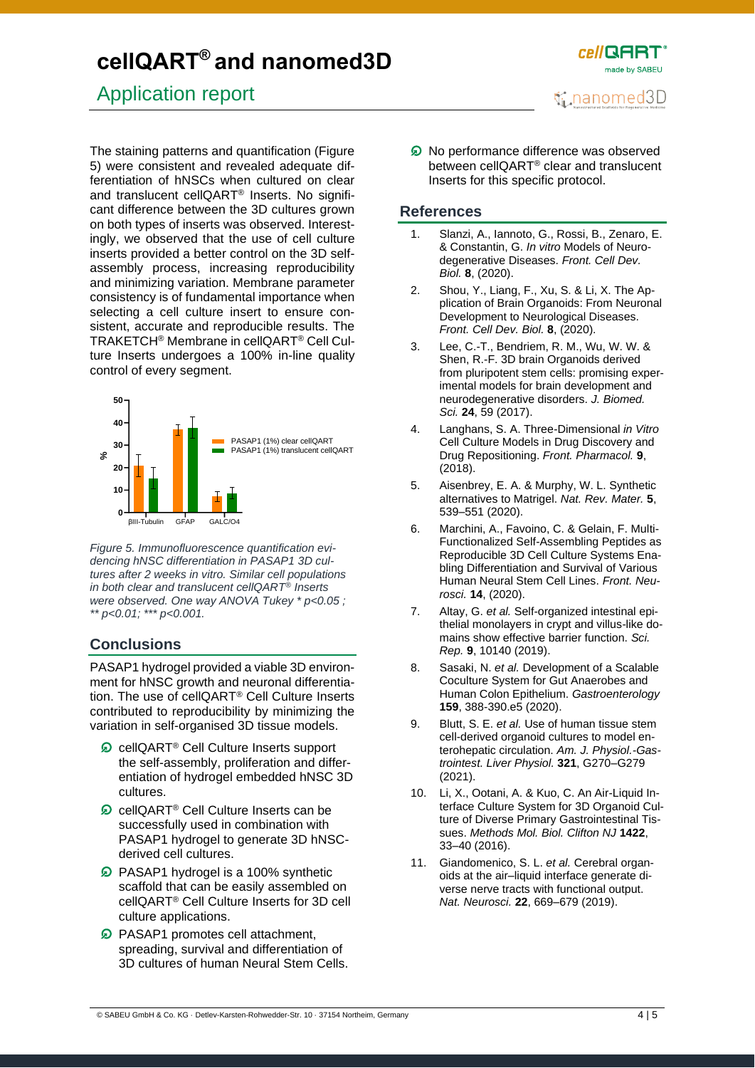The staining patterns and quantification (Figure 5) were consistent and revealed adequate differentiation of hNSCs when cultured on clear and translucent cellQART® Inserts. No significant difference between the 3D cultures grown on both types of inserts was observed. Interestingly, we observed that the use of cell culture inserts provided a better control on the 3D self-assembly process, increasing reproducibility and minimizing variation. Membrane parameter consistency is of fundamental importance when selecting a cell culture insert to ensure consistent, accurate and reproducible results. The TRAKETCH® Membrane in cellQART® Cell Culture Inserts undergoes a 100% in-line quality control of every segment.

*Figure 5. Immunofluorescence quantification evidencing hNSC differentiation in PASAP1 3D cultures after 2 weeks in vitro. Similar cell populations in both clear and translucent cellQART® Inserts were observed. One way ANOVA Tukey * $p<0.05$ ; ** $p<0.01$; *** $p<0.001$.*

## Conclusions

PASAP1 hydrogel provided a viable 3D environment for hNSC growth and neuronal differentiation. The use of cellQART® Cell Culture Inserts contributed to reproducibility by minimizing the variation in self-organised 3D tissue models.

- cellQART® Cell Culture Inserts support the self-assembly, proliferation and differentiation of hydrogel embedded hNSC 3D cultures.
- cellQART® Cell Culture Inserts can be successfully used in combination with PASAP1 hydrogel to generate 3D hNSC-derived cell cultures.
- PASAP1 hydrogel is a 100% synthetic scaffold that can be easily assembled on cellQART® Cell Culture Inserts for 3D cell culture applications.
- PASAP1 promotes cell attachment, spreading, survival and differentiation of 3D cultures of human Neural Stem Cells.
- No performance difference was observed between cellQART® clear and translucent Inserts for this specific protocol.

## References

1. Slanzi, A., Iannoto, G., Rossi, B., Zenaro, E. & Constantin, G. *In vitro* Models of Neurodegenerative Diseases. *Front. Cell Dev. Biol.* **8**, (2020).
2. Shou, Y., Liang, F., Xu, S. & Li, X. The Application of Brain Organoids: From Neuronal Development to Neurological Diseases. *Front. Cell Dev. Biol.* **8**, (2020).
3. Lee, C.-T., Bendriem, R. M., Wu, W. W. & Shen, R.-F. 3D brain Organoids derived from pluripotent stem cells: promising experimental models for brain development and neurodegenerative disorders. *J. Biomed. Sci.* **24**, 59 (2017).
4. Langhans, S. A. Three-Dimensional *in Vitro* Cell Culture Models in Drug Discovery and Drug Repositioning. *Front. Pharmacol.* **9**, (2018).
5. Aisenbrey, E. A. & Murphy, W. L. Synthetic alternatives to Matrigel. *Nat. Rev. Mater.* **5**, 539–551 (2020).
6. Marchini, A., Favoino, C. & Gelain, F. Multi-Functionalized Self-Assembling Peptides as Reproducible 3D Cell Culture Systems Enabling Differentiation and Survival of Various Human Neural Stem Cell Lines. *Front. Neurosci.* **14**, (2020).
7. Altay, G. *et al.* Self-organized intestinal epithelial monolayers in crypt and villus-like domains show effective barrier function. *Sci. Rep.* **9**, 10140 (2019).
8. Sasaki, N. *et al.* Development of a Scalable Coculture System for Gut Anaerobes and Human Colon Epithelium. *Gastroenterology* **159**, 388-390.e5 (2020).
9. Blutt, S. E. *et al.* Use of human tissue stem cell-derived organoid cultures to model enterohepatic circulation. *Am. J. Physiol.-Gastrointest. Liver Physiol.* **321**, G270–G279 (2021).
10. Li, X., Ootani, A. & Kuo, C. An Air-Liquid Interface Culture System for 3D Organoid Culture of Diverse Primary Gastrointestinal Tissues. *Methods Mol. Biol. Clifton NJ* **1422**, 33–40 (2016).
11. Giandomenico, S. L. *et al.* Cerebral organoids at the air–liquid interface generate diverse nerve tracts with functional output. *Nat. Neurosci.* **22**, 669–679 (2019).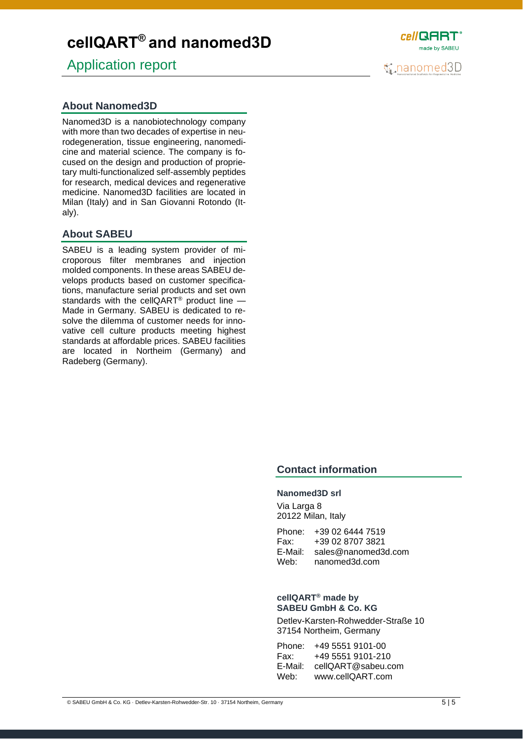## About Nanomed3D

Nanomed3D is a nanobiotechnology company with more than two decades of expertise in neurodegeneration, tissue engineering, nanomedicine and material science. The company is focused on the design and production of proprietary multi-functionalized self-assembly peptides for research, medical devices and regenerative medicine. Nanomed3D facilities are located in Milan (Italy) and in San Giovanni Rotondo (Italy).

## About SABEU

SABEU is a leading system provider of microporous filter membranes and injection molded components. In these areas SABEU develops products based on customer specifications, manufacture serial products and set own standards with the cellQART® product line — Made in Germany. SABEU is dedicated to resolve the dilemma of customer needs for innovative cell culture products meeting highest standards at affordable prices. SABEU facilities are located in Northeim (Germany) and Radeberg (Germany).

## Contact information

**Nanomed3D srl**

Via Larga 8
20122 Milan, Italy

Phone: +39 02 6444 7519
Fax: +39 02 8707 3821
E-Mail: sales@nanomed3d.com
Web: nanomed3d.com

**cellQART® made by SABEU GmbH & Co. KG**

Detlev-Karsten-Rohwedder-Straße 10
37154 Northeim, Germany

Phone: +49 5551 9101-00
Fax: +49 5551 9101-210
E-Mail: cellQART@sabeu.com
Web: www.cellQART.com